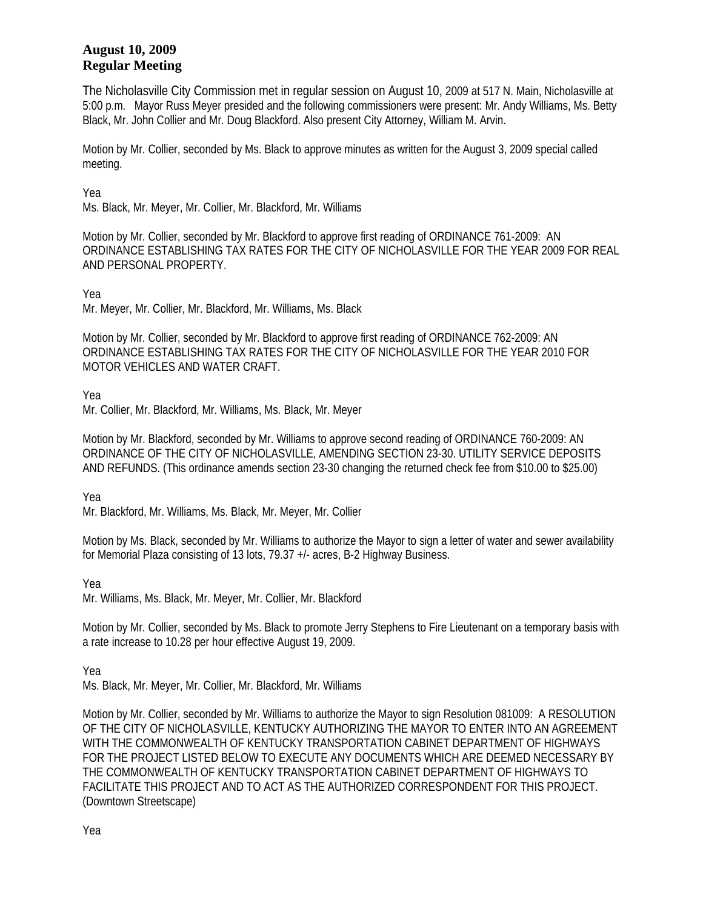**August 10, 2009**
**Regular Meeting**

The Nicholasville City Commission met in regular session on August 10, 2009 at 517 N. Main, Nicholasville at 5:00 p.m. Mayor Russ Meyer presided and the following commissioners were present: Mr. Andy Williams, Ms. Betty Black, Mr. John Collier and Mr. Doug Blackford. Also present City Attorney, William M. Arvin.

Motion by Mr. Collier, seconded by Ms. Black to approve minutes as written for the August 3, 2009 special called meeting.

Yea
Ms. Black, Mr. Meyer, Mr. Collier, Mr. Blackford, Mr. Williams

Motion by Mr. Collier, seconded by Mr. Blackford to approve first reading of ORDINANCE 761-2009: AN ORDINANCE ESTABLISHING TAX RATES FOR THE CITY OF NICHOLASVILLE FOR THE YEAR 2009 FOR REAL AND PERSONAL PROPERTY.

Yea
Mr. Meyer, Mr. Collier, Mr. Blackford, Mr. Williams, Ms. Black

Motion by Mr. Collier, seconded by Mr. Blackford to approve first reading of ORDINANCE 762-2009: AN ORDINANCE ESTABLISHING TAX RATES FOR THE CITY OF NICHOLASVILLE FOR THE YEAR 2010 FOR MOTOR VEHICLES AND WATER CRAFT.

Yea
Mr. Collier, Mr. Blackford, Mr. Williams, Ms. Black, Mr. Meyer

Motion by Mr. Blackford, seconded by Mr. Williams to approve second reading of ORDINANCE 760-2009: AN ORDINANCE OF THE CITY OF NICHOLASVILLE, AMENDING SECTION 23-30. UTILITY SERVICE DEPOSITS AND REFUNDS. (This ordinance amends section 23-30 changing the returned check fee from $10.00 to $25.00)

Yea
Mr. Blackford, Mr. Williams, Ms. Black, Mr. Meyer, Mr. Collier

Motion by Ms. Black, seconded by Mr. Williams to authorize the Mayor to sign a letter of water and sewer availability for Memorial Plaza consisting of 13 lots, 79.37 +/- acres, B-2 Highway Business.

Yea
Mr. Williams, Ms. Black, Mr. Meyer, Mr. Collier, Mr. Blackford

Motion by Mr. Collier, seconded by Ms. Black to promote Jerry Stephens to Fire Lieutenant on a temporary basis with a rate increase to 10.28 per hour effective August 19, 2009.

Yea
Ms. Black, Mr. Meyer, Mr. Collier, Mr. Blackford, Mr. Williams

Motion by Mr. Collier, seconded by Mr. Williams to authorize the Mayor to sign Resolution 081009: A RESOLUTION OF THE CITY OF NICHOLASVILLE, KENTUCKY AUTHORIZING THE MAYOR TO ENTER INTO AN AGREEMENT WITH THE COMMONWEALTH OF KENTUCKY TRANSPORTATION CABINET DEPARTMENT OF HIGHWAYS FOR THE PROJECT LISTED BELOW TO EXECUTE ANY DOCUMENTS WHICH ARE DEEMED NECESSARY BY THE COMMONWEALTH OF KENTUCKY TRANSPORTATION CABINET DEPARTMENT OF HIGHWAYS TO FACILITATE THIS PROJECT AND TO ACT AS THE AUTHORIZED CORRESPONDENT FOR THIS PROJECT. (Downtown Streetscape)

Yea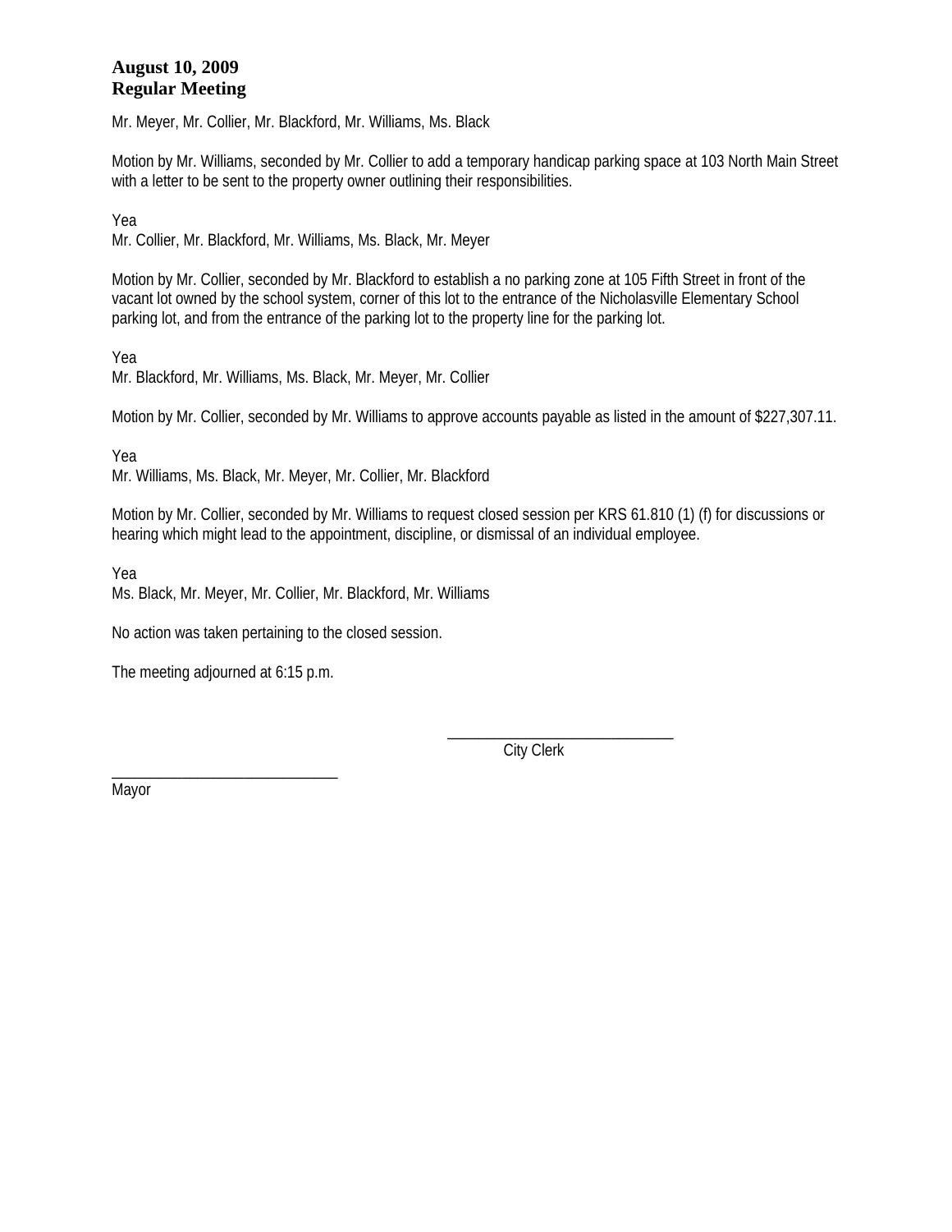**August 10, 2009**
**Regular Meeting**

Mr. Meyer, Mr. Collier, Mr. Blackford, Mr. Williams, Ms. Black

Motion by Mr. Williams, seconded by Mr. Collier to add a temporary handicap parking space at 103 North Main Street with a letter to be sent to the property owner outlining their responsibilities.

Yea
Mr. Collier, Mr. Blackford, Mr. Williams, Ms. Black, Mr. Meyer

Motion by Mr. Collier, seconded by Mr. Blackford to establish a no parking zone at 105 Fifth Street in front of the vacant lot owned by the school system, corner of this lot to the entrance of the Nicholasville Elementary School parking lot, and from the entrance of the parking lot to the property line for the parking lot.

Yea
Mr. Blackford, Mr. Williams, Ms. Black, Mr. Meyer, Mr. Collier

Motion by Mr. Collier, seconded by Mr. Williams to approve accounts payable as listed in the amount of $227,307.11.

Yea
Mr. Williams, Ms. Black, Mr. Meyer, Mr. Collier, Mr. Blackford

Motion by Mr. Collier, seconded by Mr. Williams to request closed session per KRS 61.810 (1) (f) for discussions or hearing which might lead to the appointment, discipline, or dismissal of an individual employee.

Yea
Ms. Black, Mr. Meyer, Mr. Collier, Mr. Blackford, Mr. Williams

No action was taken pertaining to the closed session.

The meeting adjourned at 6:15 p.m.

\_\_\_\_\_\_\_\_\_\_\_\_\_\_\_\_\_\_\_\_\_\_\_\_\_\_\_\_
City Clerk

\_\_\_\_\_\_\_\_\_\_\_\_\_\_\_\_\_\_\_\_\_\_\_\_\_\_\_\_
Mayor